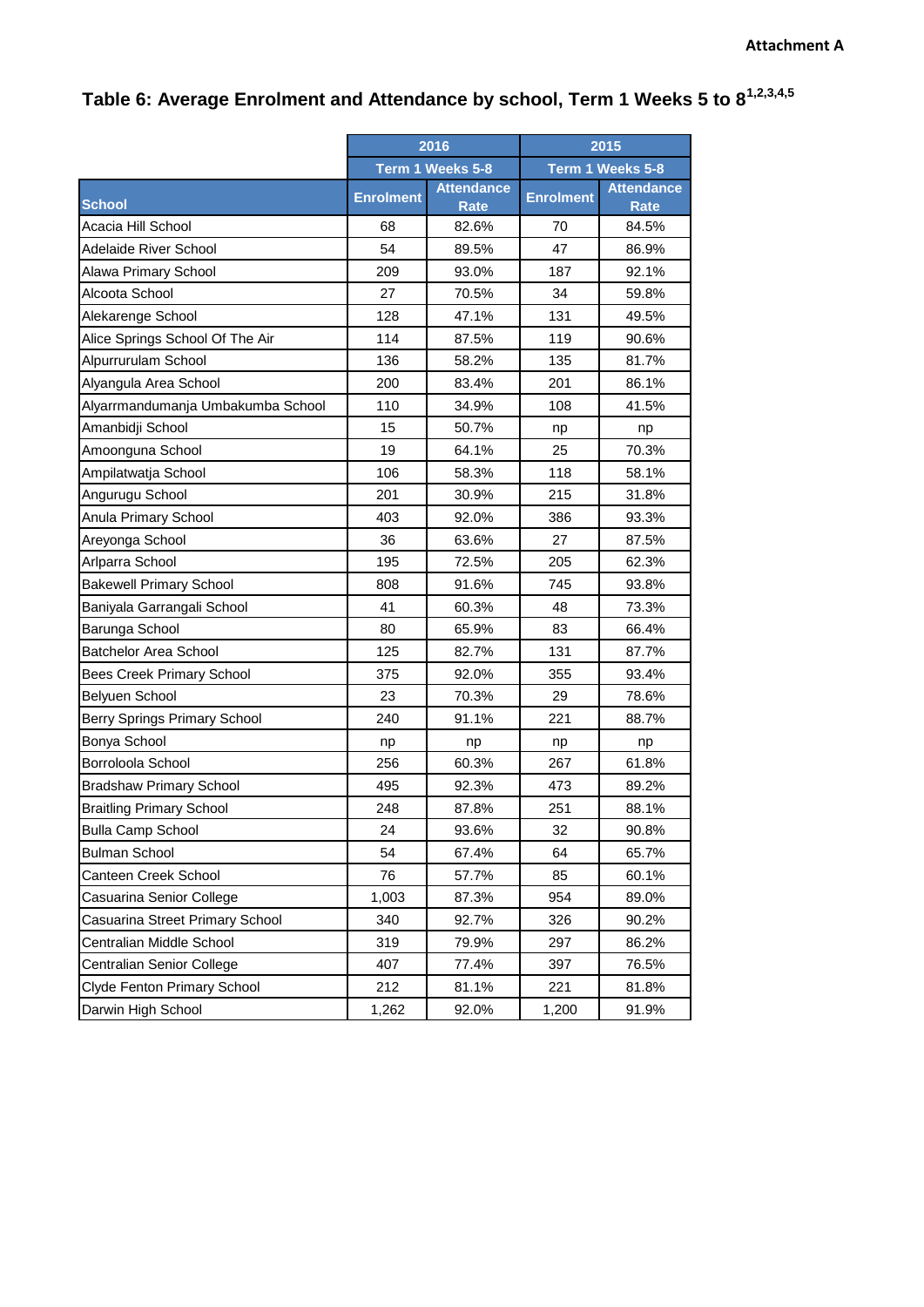**Attachment A**

## Table 6: Average Enrolment and Attendance by school, Term 1 Weeks 5 to 8[1,2,3,4,5]

| | 2016 | | 2015 | |
|---|---|---|---|---|
| | Term 1 Weeks 5-8 | | Term 1 Weeks 5-8 | |
| School | Enrolment | Attendance Rate | Enrolment | Attendance Rate |
| Acacia Hill School | 68 | 82.6% | 70 | 84.5% |
| Adelaide River School | 54 | 89.5% | 47 | 86.9% |
| Alawa Primary School | 209 | 93.0% | 187 | 92.1% |
| Alcoota School | 27 | 70.5% | 34 | 59.8% |
| Alekarenge School | 128 | 47.1% | 131 | 49.5% |
| Alice Springs School Of The Air | 114 | 87.5% | 119 | 90.6% |
| Alpurrurulam School | 136 | 58.2% | 135 | 81.7% |
| Alyangula Area School | 200 | 83.4% | 201 | 86.1% |
| Alyarrmandumanja Umbakumba School | 110 | 34.9% | 108 | 41.5% |
| Amanbidji School | 15 | 50.7% | np | np |
| Amoonguna School | 19 | 64.1% | 25 | 70.3% |
| Ampilatwatja School | 106 | 58.3% | 118 | 58.1% |
| Angurugu School | 201 | 30.9% | 215 | 31.8% |
| Anula Primary School | 403 | 92.0% | 386 | 93.3% |
| Areyonga School | 36 | 63.6% | 27 | 87.5% |
| Arlparra School | 195 | 72.5% | 205 | 62.3% |
| Bakewell Primary School | 808 | 91.6% | 745 | 93.8% |
| Baniyala Garrangali School | 41 | 60.3% | 48 | 73.3% |
| Barunga School | 80 | 65.9% | 83 | 66.4% |
| Batchelor Area School | 125 | 82.7% | 131 | 87.7% |
| Bees Creek Primary School | 375 | 92.0% | 355 | 93.4% |
| Belyuen School | 23 | 70.3% | 29 | 78.6% |
| Berry Springs Primary School | 240 | 91.1% | 221 | 88.7% |
| Bonya School | np | np | np | np |
| Borroloola School | 256 | 60.3% | 267 | 61.8% |
| Bradshaw Primary School | 495 | 92.3% | 473 | 89.2% |
| Braitling Primary School | 248 | 87.8% | 251 | 88.1% |
| Bulla Camp School | 24 | 93.6% | 32 | 90.8% |
| Bulman School | 54 | 67.4% | 64 | 65.7% |
| Canteen Creek School | 76 | 57.7% | 85 | 60.1% |
| Casuarina Senior College | 1,003 | 87.3% | 954 | 89.0% |
| Casuarina Street Primary School | 340 | 92.7% | 326 | 90.2% |
| Centralian Middle School | 319 | 79.9% | 297 | 86.2% |
| Centralian Senior College | 407 | 77.4% | 397 | 76.5% |
| Clyde Fenton Primary School | 212 | 81.1% | 221 | 81.8% |
| Darwin High School | 1,262 | 92.0% | 1,200 | 91.9% |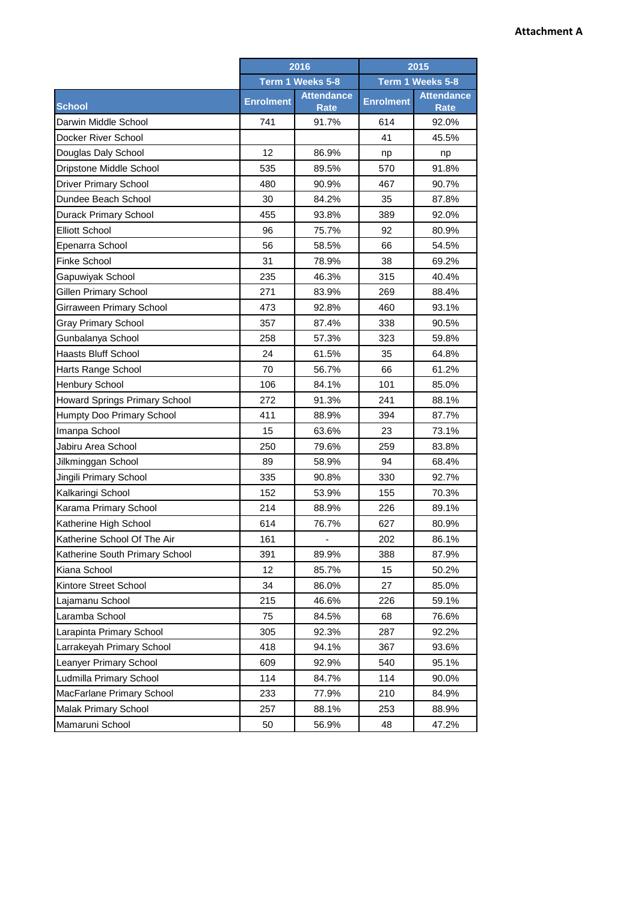**Attachment A**

| School | 2016 | | 2015 | |
|---|---|---|---|---|
| | Term 1 Weeks 5-8 | | Term 1 Weeks 5-8 | |
| | Enrolment | Attendance Rate | Enrolment | Attendance Rate |
| Darwin Middle School | 741 | 91.7% | 614 | 92.0% |
| Docker River School | | | 41 | 45.5% |
| Douglas Daly School | 12 | 86.9% | np | np |
| Dripstone Middle School | 535 | 89.5% | 570 | 91.8% |
| Driver Primary School | 480 | 90.9% | 467 | 90.7% |
| Dundee Beach School | 30 | 84.2% | 35 | 87.8% |
| Durack Primary School | 455 | 93.8% | 389 | 92.0% |
| Elliott School | 96 | 75.7% | 92 | 80.9% |
| Epenarra School | 56 | 58.5% | 66 | 54.5% |
| Finke School | 31 | 78.9% | 38 | 69.2% |
| Gapuwiyak School | 235 | 46.3% | 315 | 40.4% |
| Gillen Primary School | 271 | 83.9% | 269 | 88.4% |
| Girraween Primary School | 473 | 92.8% | 460 | 93.1% |
| Gray Primary School | 357 | 87.4% | 338 | 90.5% |
| Gunbalanya School | 258 | 57.3% | 323 | 59.8% |
| Haasts Bluff School | 24 | 61.5% | 35 | 64.8% |
| Harts Range School | 70 | 56.7% | 66 | 61.2% |
| Henbury School | 106 | 84.1% | 101 | 85.0% |
| Howard Springs Primary School | 272 | 91.3% | 241 | 88.1% |
| Humpty Doo Primary School | 411 | 88.9% | 394 | 87.7% |
| Imanpa School | 15 | 63.6% | 23 | 73.1% |
| Jabiru Area School | 250 | 79.6% | 259 | 83.8% |
| Jilkminggan School | 89 | 58.9% | 94 | 68.4% |
| Jingili Primary School | 335 | 90.8% | 330 | 92.7% |
| Kalkaringi School | 152 | 53.9% | 155 | 70.3% |
| Karama Primary School | 214 | 88.9% | 226 | 89.1% |
| Katherine High School | 614 | 76.7% | 627 | 80.9% |
| Katherine School Of The Air | 161 | - | 202 | 86.1% |
| Katherine South Primary School | 391 | 89.9% | 388 | 87.9% |
| Kiana School | 12 | 85.7% | 15 | 50.2% |
| Kintore Street School | 34 | 86.0% | 27 | 85.0% |
| Lajamanu School | 215 | 46.6% | 226 | 59.1% |
| Laramba School | 75 | 84.5% | 68 | 76.6% |
| Larapinta Primary School | 305 | 92.3% | 287 | 92.2% |
| Larrakeyah Primary School | 418 | 94.1% | 367 | 93.6% |
| Leanyer Primary School | 609 | 92.9% | 540 | 95.1% |
| Ludmilla Primary School | 114 | 84.7% | 114 | 90.0% |
| MacFarlane Primary School | 233 | 77.9% | 210 | 84.9% |
| Malak Primary School | 257 | 88.1% | 253 | 88.9% |
| Mamaruni School | 50 | 56.9% | 48 | 47.2% |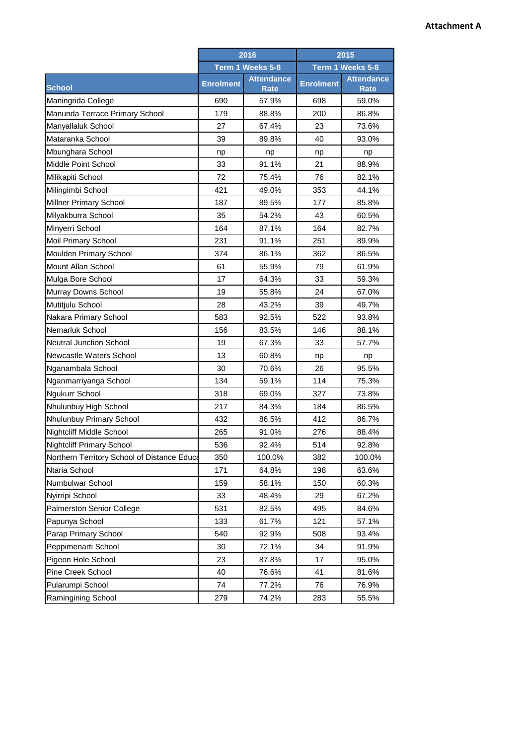**Attachment A**

| School | 2016 | | 2015 | |
|---|---|---|---|---|
| | Term 1 Weeks 5-8 | | Term 1 Weeks 5-8 | |
| | Enrolment | Attendance Rate | Enrolment | Attendance Rate |
| Maningrida College | 690 | 57.9% | 698 | 59.0% |
| Manunda Terrace Primary School | 179 | 88.8% | 200 | 86.8% |
| Manyallaluk School | 27 | 67.4% | 23 | 73.6% |
| Mataranka School | 39 | 89.8% | 40 | 93.0% |
| Mbunghara School | np | np | np | np |
| Middle Point School | 33 | 91.1% | 21 | 88.9% |
| Milikapiti School | 72 | 75.4% | 76 | 82.1% |
| Milingimbi School | 421 | 49.0% | 353 | 44.1% |
| Millner Primary School | 187 | 89.5% | 177 | 85.8% |
| Milyakburra School | 35 | 54.2% | 43 | 60.5% |
| Minyerri School | 164 | 87.1% | 164 | 82.7% |
| Moil Primary School | 231 | 91.1% | 251 | 89.9% |
| Moulden Primary School | 374 | 86.1% | 362 | 86.5% |
| Mount Allan School | 61 | 55.9% | 79 | 61.9% |
| Mulga Bore School | 17 | 64.3% | 33 | 59.3% |
| Murray Downs School | 19 | 55.8% | 24 | 67.0% |
| Mutitjulu School | 28 | 43.2% | 39 | 49.7% |
| Nakara Primary School | 583 | 92.5% | 522 | 93.8% |
| Nemarluk School | 156 | 83.5% | 146 | 88.1% |
| Neutral Junction School | 19 | 67.3% | 33 | 57.7% |
| Newcastle Waters School | 13 | 60.8% | np | np |
| Nganambala School | 30 | 70.6% | 26 | 95.5% |
| Nganmarriyanga School | 134 | 59.1% | 114 | 75.3% |
| Ngukurr School | 318 | 69.0% | 327 | 73.8% |
| Nhulunbuy High School | 217 | 84.3% | 184 | 86.5% |
| Nhulunbuy Primary School | 432 | 86.5% | 412 | 86.7% |
| Nightcliff Middle School | 265 | 91.0% | 276 | 88.4% |
| Nightcliff Primary School | 536 | 92.4% | 514 | 92.8% |
| Northern Territory School of Distance Educa | 350 | 100.0% | 382 | 100.0% |
| Ntaria School | 171 | 64.8% | 198 | 63.6% |
| Numbulwar School | 159 | 58.1% | 150 | 60.3% |
| Nyirripi School | 33 | 48.4% | 29 | 67.2% |
| Palmerston Senior College | 531 | 82.5% | 495 | 84.6% |
| Papunya School | 133 | 61.7% | 121 | 57.1% |
| Parap Primary School | 540 | 92.9% | 508 | 93.4% |
| Peppimenarti School | 30 | 72.1% | 34 | 91.9% |
| Pigeon Hole School | 23 | 87.8% | 17 | 95.0% |
| Pine Creek School | 40 | 76.6% | 41 | 81.6% |
| Pularumpi School | 74 | 77.2% | 76 | 76.9% |
| Ramingining School | 279 | 74.2% | 283 | 55.5% |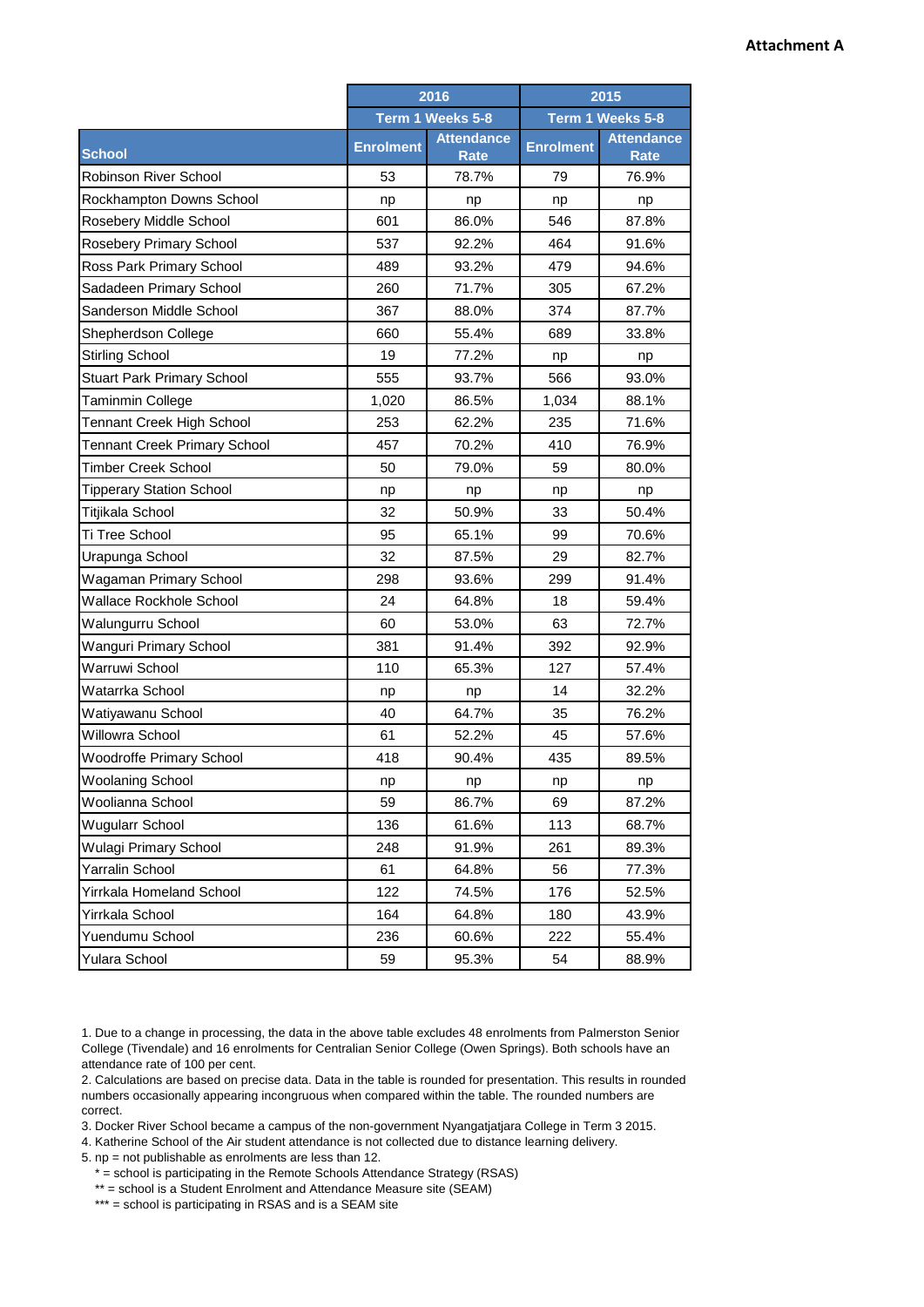**Attachment A**

| | 2016 | | 2015 | |
|---|---|---|---|---|
| | Term 1 Weeks 5-8 | | Term 1 Weeks 5-8 | |
| **School** | **Enrolment** | **Attendance Rate** | **Enrolment** | **Attendance Rate** |
| Robinson River School | 53 | 78.7% | 79 | 76.9% |
| Rockhampton Downs School | np | np | np | np |
| Rosebery Middle School | 601 | 86.0% | 546 | 87.8% |
| Rosebery Primary School | 537 | 92.2% | 464 | 91.6% |
| Ross Park Primary School | 489 | 93.2% | 479 | 94.6% |
| Sadadeen Primary School | 260 | 71.7% | 305 | 67.2% |
| Sanderson Middle School | 367 | 88.0% | 374 | 87.7% |
| Shepherdson College | 660 | 55.4% | 689 | 33.8% |
| Stirling School | 19 | 77.2% | np | np |
| Stuart Park Primary School | 555 | 93.7% | 566 | 93.0% |
| Taminmin College | 1,020 | 86.5% | 1,034 | 88.1% |
| Tennant Creek High School | 253 | 62.2% | 235 | 71.6% |
| Tennant Creek Primary School | 457 | 70.2% | 410 | 76.9% |
| Timber Creek School | 50 | 79.0% | 59 | 80.0% |
| Tipperary Station School | np | np | np | np |
| Titjikala School | 32 | 50.9% | 33 | 50.4% |
| Ti Tree School | 95 | 65.1% | 99 | 70.6% |
| Urapunga School | 32 | 87.5% | 29 | 82.7% |
| Wagaman Primary School | 298 | 93.6% | 299 | 91.4% |
| Wallace Rockhole School | 24 | 64.8% | 18 | 59.4% |
| Walungurru School | 60 | 53.0% | 63 | 72.7% |
| Wanguri Primary School | 381 | 91.4% | 392 | 92.9% |
| Warruwi School | 110 | 65.3% | 127 | 57.4% |
| Watarrka School | np | np | 14 | 32.2% |
| Watiyawanu School | 40 | 64.7% | 35 | 76.2% |
| Willowra School | 61 | 52.2% | 45 | 57.6% |
| Woodroffe Primary School | 418 | 90.4% | 435 | 89.5% |
| Woolaning School | np | np | np | np |
| Woolianna School | 59 | 86.7% | 69 | 87.2% |
| Wugularr School | 136 | 61.6% | 113 | 68.7% |
| Wulagi Primary School | 248 | 91.9% | 261 | 89.3% |
| Yarralin School | 61 | 64.8% | 56 | 77.3% |
| Yirrkala Homeland School | 122 | 74.5% | 176 | 52.5% |
| Yirrkala School | 164 | 64.8% | 180 | 43.9% |
| Yuendumu School | 236 | 60.6% | 222 | 55.4% |
| Yulara School | 59 | 95.3% | 54 | 88.9% |

1. Due to a change in processing, the data in the above table excludes 48 enrolments from Palmerston Senior College (Tivendale) and 16 enrolments for Centralian Senior College (Owen Springs). Both schools have an attendance rate of 100 per cent.
2. Calculations are based on precise data. Data in the table is rounded for presentation. This results in rounded numbers occasionally appearing incongruous when compared within the table. The rounded numbers are correct.
3. Docker River School became a campus of the non-government Nyangatjatjara College in Term 3 2015.
4. Katherine School of the Air student attendance is not collected due to distance learning delivery.
5. np = not publishable as enrolments are less than 12.
   * = school is participating in the Remote Schools Attendance Strategy (RSAS)
   ** = school is a Student Enrolment and Attendance Measure site (SEAM)
   *** = school is participating in RSAS and is a SEAM site